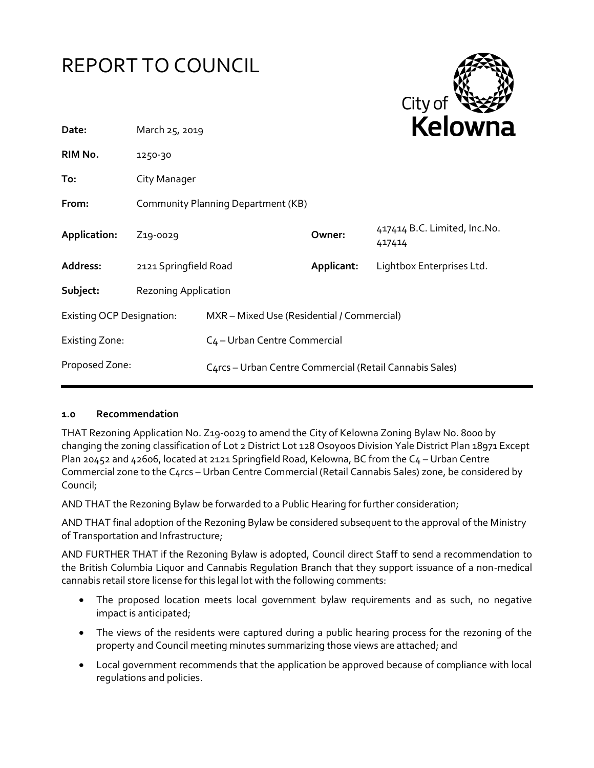# REPORT TO COUNCIL

City of Kelowna

| | | | |
|---|---|---|---|
| **Date:** | March 25, 2019 | | |
| **RIM No.** | 1250-30 | | |
| **To:** | City Manager | | |
| **From:** | Community Planning Department (KB) | | |
| **Application:** | Z19-0029 | **Owner:** | 417414 B.C. Limited, Inc.No. 417414 |
| **Address:** | 2121 Springfield Road | **Applicant:** | Lightbox Enterprises Ltd. |
| **Subject:** | Rezoning Application | | |
| Existing OCP Designation: | MXR – Mixed Use (Residential / Commercial) | | |
| Existing Zone: | C4 – Urban Centre Commercial | | |
| Proposed Zone: | C4rcs – Urban Centre Commercial (Retail Cannabis Sales) | | |

## 1.0 Recommendation

THAT Rezoning Application No. Z19-0029 to amend the City of Kelowna Zoning Bylaw No. 8000 by changing the zoning classification of Lot 2 District Lot 128 Osoyoos Division Yale District Plan 18971 Except Plan 20452 and 42606, located at 2121 Springfield Road, Kelowna, BC from the C4 – Urban Centre Commercial zone to the C4rcs – Urban Centre Commercial (Retail Cannabis Sales) zone, be considered by Council;

AND THAT the Rezoning Bylaw be forwarded to a Public Hearing for further consideration;

AND THAT final adoption of the Rezoning Bylaw be considered subsequent to the approval of the Ministry of Transportation and Infrastructure;

AND FURTHER THAT if the Rezoning Bylaw is adopted, Council direct Staff to send a recommendation to the British Columbia Liquor and Cannabis Regulation Branch that they support issuance of a non-medical cannabis retail store license for this legal lot with the following comments:

- The proposed location meets local government bylaw requirements and as such, no negative impact is anticipated;
- The views of the residents were captured during a public hearing process for the rezoning of the property and Council meeting minutes summarizing those views are attached; and
- Local government recommends that the application be approved because of compliance with local regulations and policies.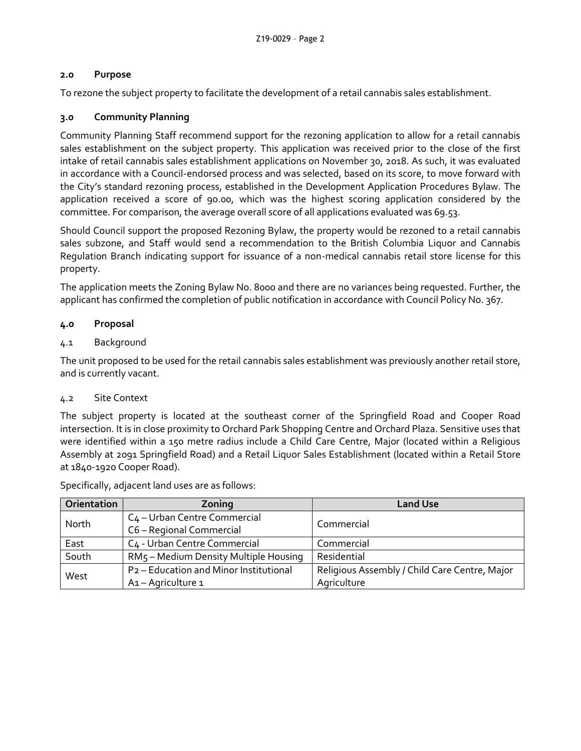## 2.0 Purpose

To rezone the subject property to facilitate the development of a retail cannabis sales establishment.

## 3.0 Community Planning

Community Planning Staff recommend support for the rezoning application to allow for a retail cannabis sales establishment on the subject property. This application was received prior to the close of the first intake of retail cannabis sales establishment applications on November 30, 2018. As such, it was evaluated in accordance with a Council-endorsed process and was selected, based on its score, to move forward with the City's standard rezoning process, established in the Development Application Procedures Bylaw. The application received a score of 90.00, which was the highest scoring application considered by the committee. For comparison, the average overall score of all applications evaluated was 69.53.

Should Council support the proposed Rezoning Bylaw, the property would be rezoned to a retail cannabis sales subzone, and Staff would send a recommendation to the British Columbia Liquor and Cannabis Regulation Branch indicating support for issuance of a non-medical cannabis retail store license for this property.

The application meets the Zoning Bylaw No. 8000 and there are no variances being requested. Further, the applicant has confirmed the completion of public notification in accordance with Council Policy No. 367.

## 4.0 Proposal

### 4.1 Background

The unit proposed to be used for the retail cannabis sales establishment was previously another retail store, and is currently vacant.

### 4.2 Site Context

The subject property is located at the southeast corner of the Springfield Road and Cooper Road intersection. It is in close proximity to Orchard Park Shopping Centre and Orchard Plaza. Sensitive uses that were identified within a 150 metre radius include a Child Care Centre, Major (located within a Religious Assembly at 2091 Springfield Road) and a Retail Liquor Sales Establishment (located within a Retail Store at 1840-1920 Cooper Road).

Specifically, adjacent land uses are as follows:

| Orientation | Zoning | Land Use |
|---|---|---|
| North | C4 – Urban Centre Commercial<br>C6 – Regional Commercial | Commercial |
| East | C4 - Urban Centre Commercial | Commercial |
| South | RM5 – Medium Density Multiple Housing | Residential |
| West | P2 – Education and Minor Institutional<br>A1 – Agriculture 1 | Religious Assembly / Child Care Centre, Major<br>Agriculture |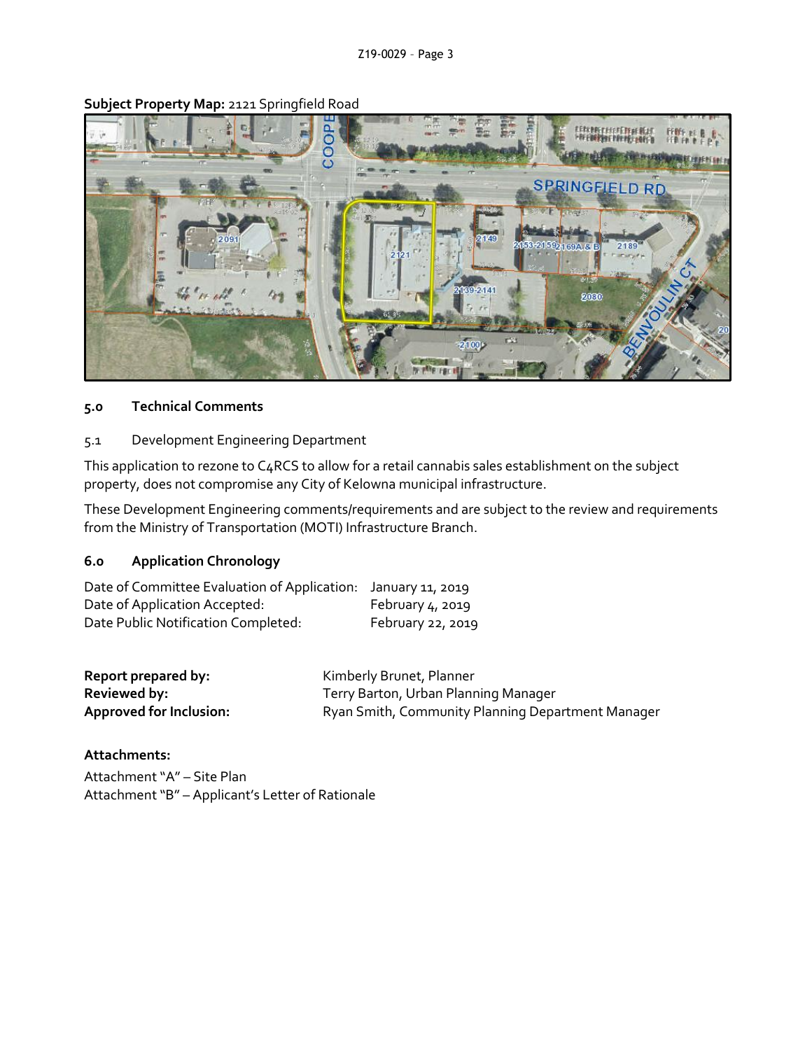**Subject Property Map:** 2121 Springfield Road

## 5.0 Technical Comments

5.1 Development Engineering Department

This application to rezone to C4RCS to allow for a retail cannabis sales establishment on the subject property, does not compromise any City of Kelowna municipal infrastructure.

These Development Engineering comments/requirements and are subject to the review and requirements from the Ministry of Transportation (MOTI) Infrastructure Branch.

## 6.0 Application Chronology

Date of Committee Evaluation of Application: January 11, 2019
Date of Application Accepted: February 4, 2019
Date Public Notification Completed: February 22, 2019

**Report prepared by:** Kimberly Brunet, Planner
**Reviewed by:** Terry Barton, Urban Planning Manager
**Approved for Inclusion:** Ryan Smith, Community Planning Department Manager

**Attachments:**

Attachment "A" – Site Plan
Attachment "B" – Applicant's Letter of Rationale